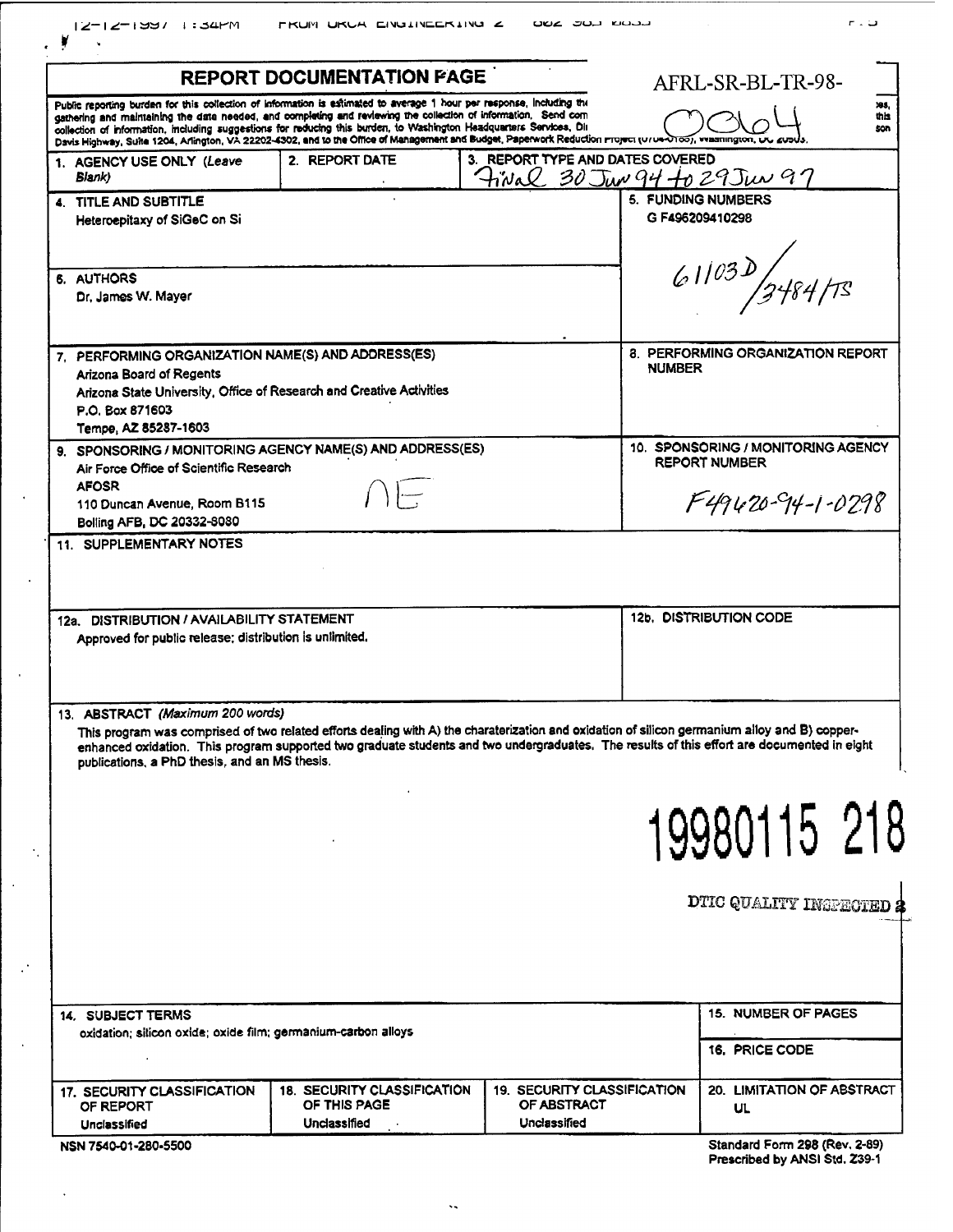# REPORT DOCUMENTATION PAGE

AFRL-SR-BL-TR-98-

0064

Public reporting burden for this collection of information is estimated to average 1 hour per response, including the ... gathering and maintaining the data needed, and completing and reviewing the collection of information. Send com... collection of information, including suggestions for reducing this burden, to Washington Headquarters Services, Di... Davis Highway, Suite 1204, Arlington, VA 22202-4302, and to the Office of Management and Budget, Paperwork Reduction Project (0704-0188), Washington, DC 20503.

| 1. AGENCY USE ONLY (Leave Blank) | 2. REPORT DATE | 3. REPORT TYPE AND DATES COVERED<br>Final 30 Jun 94 to 29 Jun 97 |
|---|---|---|

**4. TITLE AND SUBTITLE**
Heteroepitaxy of SiGeC on Si

**5. FUNDING NUMBERS**
G F496209410298
61103D/3484/TS

**6. AUTHORS**
Dr. James W. Mayer

**7. PERFORMING ORGANIZATION NAME(S) AND ADDRESS(ES)**
Arizona Board of Regents
Arizona State University, Office of Research and Creative Activities
P.O. Box 871603
Tempe, AZ 85287-1603

**8. PERFORMING ORGANIZATION REPORT NUMBER**

**9. SPONSORING / MONITORING AGENCY NAME(S) AND ADDRESS(ES)**
Air Force Office of Scientific Research
AFOSR
110 Duncan Avenue, Room B115
Bolling AFB, DC 20332-8080

NE

**10. SPONSORING / MONITORING AGENCY REPORT NUMBER**
F49620-94-1-0298

**11. SUPPLEMENTARY NOTES**

**12a. DISTRIBUTION / AVAILABILITY STATEMENT**
Approved for public release; distribution is unlimited.

**12b. DISTRIBUTION CODE**

**13. ABSTRACT** *(Maximum 200 words)*

This program was comprised of two related efforts dealing with A) the charaterization and oxidation of silicon germanium alloy and B) copper-enhanced oxidation. This program supported two graduate students and two undergraduates. The results of this effort are documented in eight publications, a PhD thesis, and an MS thesis.

19980115 218

DTIC QUALITY INSPECTED 2

| 14. SUBJECT TERMS | 15. NUMBER OF PAGES |
|---|---|
| oxidation; silicon oxide; oxide film; germanium-carbon alloys | 16. PRICE CODE |

| 17. SECURITY CLASSIFICATION OF REPORT | 18. SECURITY CLASSIFICATION OF THIS PAGE | 19. SECURITY CLASSIFICATION OF ABSTRACT | 20. LIMITATION OF ABSTRACT |
|---|---|---|---|
| Unclassified | Unclassified | Unclassified | UL |

NSN 7540-01-280-5500

Standard Form 298 (Rev. 2-89)
Prescribed by ANSI Std. Z39-1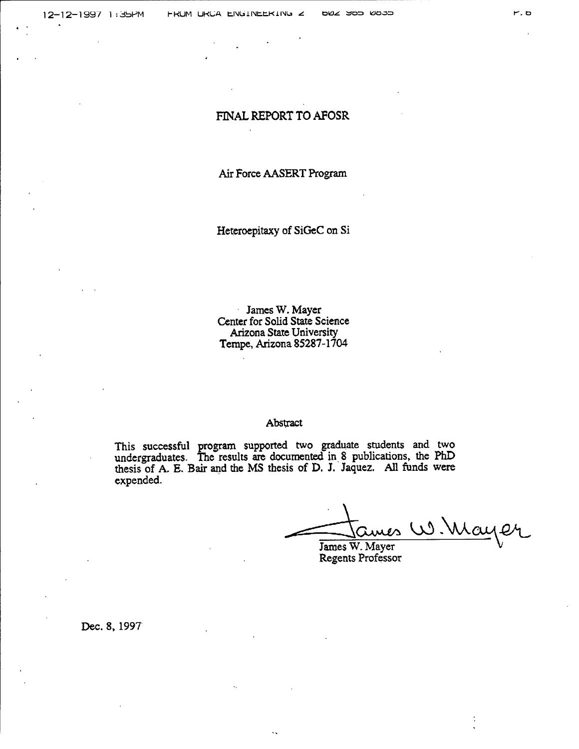# FINAL REPORT TO AFOSR

Air Force AASERT Program

Heteroepitaxy of SiGeC on Si

James W. Mayer
Center for Solid State Science
Arizona State University
Tempe, Arizona 85287-1704

## Abstract

This successful program supported two graduate students and two undergraduates. The results are documented in 8 publications, the PhD thesis of A. E. Bair and the MS thesis of D. J. Jaquez. All funds were expended.

James W. Mayer
Regents Professor

Dec. 8, 1997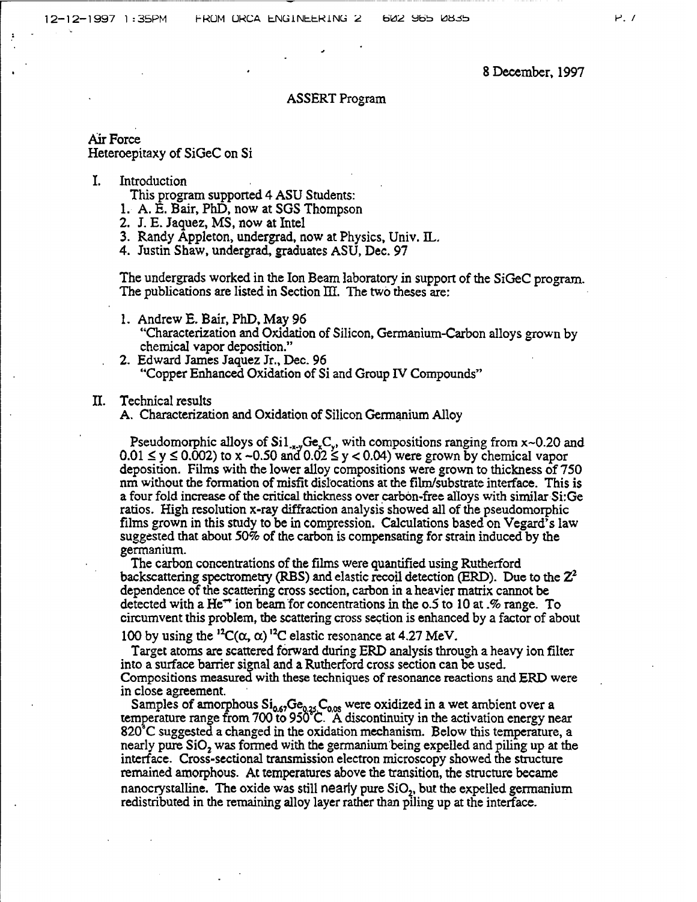8 December, 1997

ASSERT Program

Air Force
Heteroepitaxy of SiGeC on Si

I. Introduction

This program supported 4 ASU Students:

1. A. E. Bair, PhD, now at SGS Thompson
2. J. E. Jaquez, MS, now at Intel
3. Randy Appleton, undergrad, now at Physics, Univ. IL.
4. Justin Shaw, undergrad, graduates ASU, Dec. 97

The undergrads worked in the Ion Beam laboratory in support of the SiGeC program. The publications are listed in Section III. The two theses are:

1. Andrew E. Bair, PhD, May 96
   "Characterization and Oxidation of Silicon, Germanium-Carbon alloys grown by chemical vapor deposition."
2. Edward James Jaquez Jr., Dec. 96
   "Copper Enhanced Oxidation of Si and Group IV Compounds"

II. Technical results

A. Characterization and Oxidation of Silicon Germanium Alloy

Pseudomorphic alloys of $Si_{1-x-y}Ge_xC_y$, with compositions ranging from x~0.20 and $0.01 \leq y \leq 0.002$) to x ~0.50 and $0.02 \leq y < 0.04$) were grown by chemical vapor deposition. Films with the lower alloy compositions were grown to thickness of 750 nm without the formation of misfit dislocations at the film/substrate interface. This is a four fold increase of the critical thickness over carbon-free alloys with similar Si:Ge ratios. High resolution x-ray diffraction analysis showed all of the pseudomorphic films grown in this study to be in compression. Calculations based on Vegard's law suggested that about 50% of the carbon is compensating for strain induced by the germanium.

The carbon concentrations of the films were quantified using Rutherford backscattering spectrometry (RBS) and elastic recoil detection (ERD). Due to the $Z^2$ dependence of the scattering cross section, carbon in a heavier matrix cannot be detected with a $He^{++}$ ion beam for concentrations in the o.5 to 10 at .% range. To circumvent this problem, the scattering cross section is enhanced by a factor of about 100 by using the $^{12}C(\alpha, \alpha)^{12}C$ elastic resonance at 4.27 MeV.

Target atoms are scattered forward during ERD analysis through a heavy ion filter into a surface barrier signal and a Rutherford cross section can be used. Compositions measured with these techniques of resonance reactions and ERD were in close agreement.

Samples of amorphous $Si_{0.67}Ge_{0.25}C_{0.08}$ were oxidized in a wet ambient over a temperature range from 700 to 950°C. A discontinuity in the activation energy near 820°C suggested a changed in the oxidation mechanism. Below this temperature, a nearly pure $SiO_2$ was formed with the germanium being expelled and piling up at the interface. Cross-sectional transmission electron microscopy showed the structure remained amorphous. At temperatures above the transition, the structure became nanocrystalline. The oxide was still nearly pure $SiO_2$, but the expelled germanium redistributed in the remaining alloy layer rather than piling up at the interface.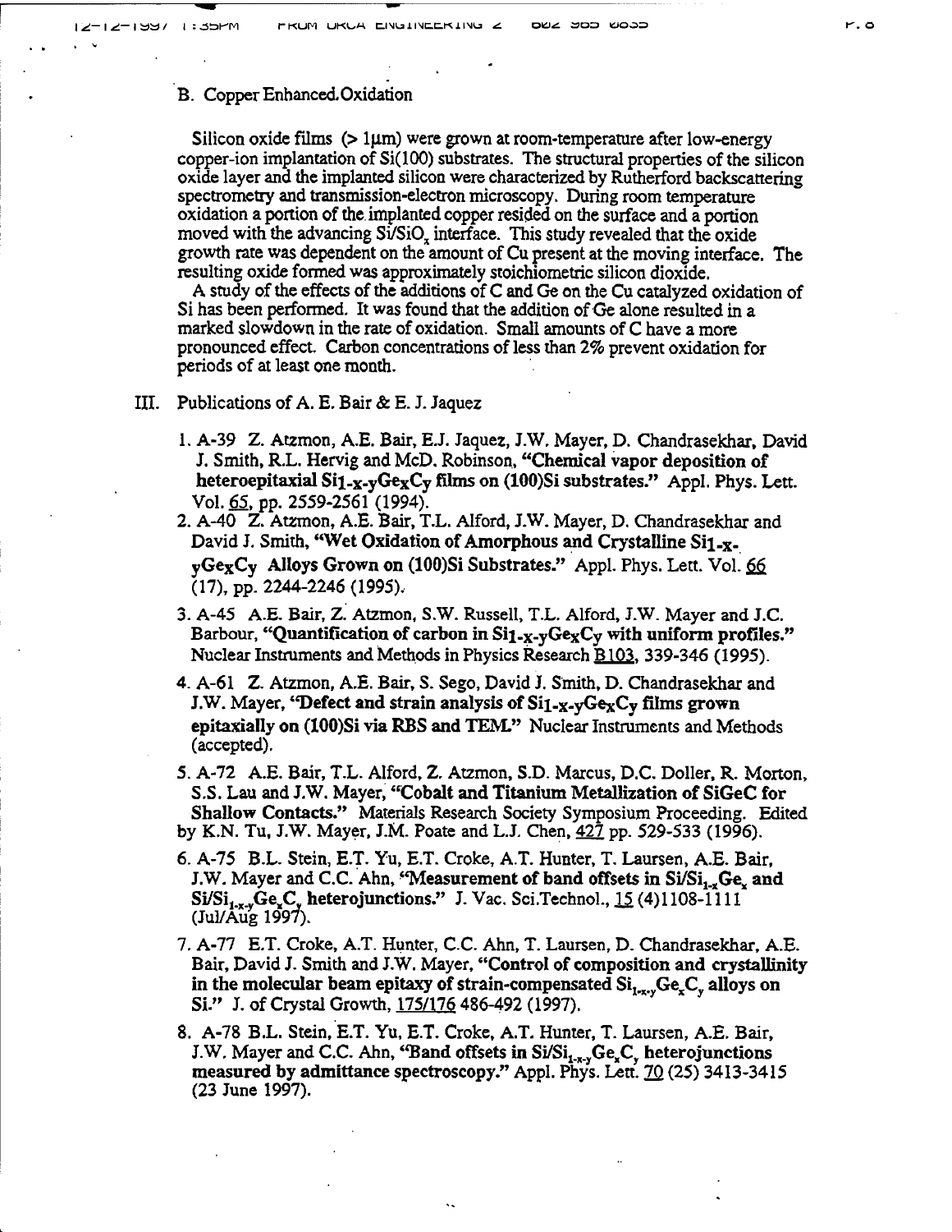### B. Copper Enhanced Oxidation

Silicon oxide films (> 1μm) were grown at room-temperature after low-energy copper-ion implantation of Si(100) substrates. The structural properties of the silicon oxide layer and the implanted silicon were characterized by Rutherford backscattering spectrometry and transmission-electron microscopy. During room temperature oxidation a portion of the implanted copper resided on the surface and a portion moved with the advancing $Si/SiO_x$ interface. This study revealed that the oxide growth rate was dependent on the amount of Cu present at the moving interface. The resulting oxide formed was approximately stoichiometric silicon dioxide.

A study of the effects of the additions of C and Ge on the Cu catalyzed oxidation of Si has been performed. It was found that the addition of Ge alone resulted in a marked slowdown in the rate of oxidation. Small amounts of C have a more pronounced effect. Carbon concentrations of less than 2% prevent oxidation for periods of at least one month.

## III. Publications of A. E. Bair & E. J. Jaquez

1. A-39 Z. Atzmon, A.E. Bair, E.J. Jaquez, J.W. Mayer, D. Chandrasekhar, David J. Smith, R.L. Hervig and McD. Robinson, **"Chemical vapor deposition of heteroepitaxial $Si_{1-x-y}Ge_xC_y$ films on (100)Si substrates."** Appl. Phys. Lett. Vol. 65, pp. 2559-2561 (1994).
2. A-40 Z. Atzmon, A.E. Bair, T.L. Alford, J.W. Mayer, D. Chandrasekhar and David J. Smith, **"Wet Oxidation of Amorphous and Crystalline $Si_{1-x-y}Ge_xC_y$ Alloys Grown on (100)Si Substrates."** Appl. Phys. Lett. Vol. 66 (17), pp. 2244-2246 (1995).
3. A-45 A.E. Bair, Z. Atzmon, S.W. Russell, T.L. Alford, J.W. Mayer and J.C. Barbour, **"Quantification of carbon in $Si_{1-x-y}Ge_xC_y$ with uniform profiles."** Nuclear Instruments and Methods in Physics Research B103, 339-346 (1995).
4. A-61 Z. Atzmon, A.E. Bair, S. Sego, David J. Smith, D. Chandrasekhar and J.W. Mayer, **"Defect and strain analysis of $Si_{1-x-y}Ge_xC_y$ films grown epitaxially on (100)Si via RBS and TEM."** Nuclear Instruments and Methods (accepted).
5. A-72 A.E. Bair, T.L. Alford, Z. Atzmon, S.D. Marcus, D.C. Doller, R. Morton, S.S. Lau and J.W. Mayer, **"Cobalt and Titanium Metallization of SiGeC for Shallow Contacts."** Materials Research Society Symposium Proceeding. Edited by K.N. Tu, J.W. Mayer, J.M. Poate and L.J. Chen, 427 pp. 529-533 (1996).
6. A-75 B.L. Stein, E.T. Yu, E.T. Croke, A.T. Hunter, T. Laursen, A.E. Bair, J.W. Mayer and C.C. Ahn, **"Measurement of band offsets in $Si/Si_{1-x}Ge_x$ and $Si/Si_{1-x-y}Ge_xC_y$ heterojunctions."** J. Vac. Sci.Technol., 15 (4)1108-1111 (Jul/Aug 1997).
7. A-77 E.T. Croke, A.T. Hunter, C.C. Ahn, T. Laursen, D. Chandrasekhar, A.E. Bair, David J. Smith and J.W. Mayer, **"Control of composition and crystallinity in the molecular beam epitaxy of strain-compensated $Si_{1-x-y}Ge_xC_y$ alloys on Si."** J. of Crystal Growth, 175/176 486-492 (1997).
8. A-78 B.L. Stein, E.T. Yu, E.T. Croke, A.T. Hunter, T. Laursen, A.E. Bair, J.W. Mayer and C.C. Ahn, **"Band offsets in $Si/Si_{1-x-y}Ge_xC_y$ heterojunctions measured by admittance spectroscopy."** Appl. Phys. Lett. 70 (25) 3413-3415 (23 June 1997).